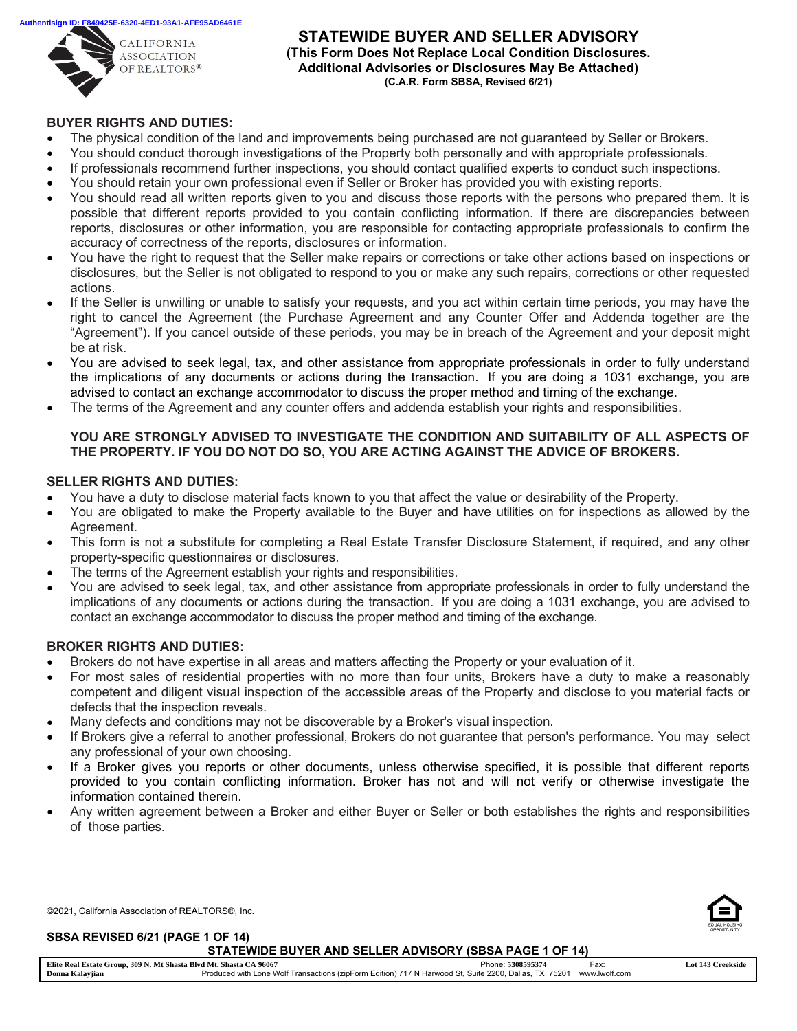# STATEWIDE BUYER AND SELLER ADVISORY

**(This Form Does Not Replace Local Condition Disclosures. Additional Advisories or Disclosures May Be Attached)**
**(C.A.R. Form SBSA, Revised 6/21)**

### BUYER RIGHTS AND DUTIES:

- The physical condition of the land and improvements being purchased are not guaranteed by Seller or Brokers.
- You should conduct thorough investigations of the Property both personally and with appropriate professionals.
- If professionals recommend further inspections, you should contact qualified experts to conduct such inspections.
- You should retain your own professional even if Seller or Broker has provided you with existing reports.
- You should read all written reports given to you and discuss those reports with the persons who prepared them. It is possible that different reports provided to you contain conflicting information. If there are discrepancies between reports, disclosures or other information, you are responsible for contacting appropriate professionals to confirm the accuracy of correctness of the reports, disclosures or information.
- You have the right to request that the Seller make repairs or corrections or take other actions based on inspections or disclosures, but the Seller is not obligated to respond to you or make any such repairs, corrections or other requested actions.
- If the Seller is unwilling or unable to satisfy your requests, and you act within certain time periods, you may have the right to cancel the Agreement (the Purchase Agreement and any Counter Offer and Addenda together are the "Agreement"). If you cancel outside of these periods, you may be in breach of the Agreement and your deposit might be at risk.
- You are advised to seek legal, tax, and other assistance from appropriate professionals in order to fully understand the implications of any documents or actions during the transaction. If you are doing a 1031 exchange, you are advised to contact an exchange accommodator to discuss the proper method and timing of the exchange.
- The terms of the Agreement and any counter offers and addenda establish your rights and responsibilities.

**YOU ARE STRONGLY ADVISED TO INVESTIGATE THE CONDITION AND SUITABILITY OF ALL ASPECTS OF THE PROPERTY. IF YOU DO NOT DO SO, YOU ARE ACTING AGAINST THE ADVICE OF BROKERS.**

### SELLER RIGHTS AND DUTIES:

- You have a duty to disclose material facts known to you that affect the value or desirability of the Property.
- You are obligated to make the Property available to the Buyer and have utilities on for inspections as allowed by the Agreement.
- This form is not a substitute for completing a Real Estate Transfer Disclosure Statement, if required, and any other property-specific questionnaires or disclosures.
- The terms of the Agreement establish your rights and responsibilities.
- You are advised to seek legal, tax, and other assistance from appropriate professionals in order to fully understand the implications of any documents or actions during the transaction. If you are doing a 1031 exchange, you are advised to contact an exchange accommodator to discuss the proper method and timing of the exchange.

### BROKER RIGHTS AND DUTIES:

- Brokers do not have expertise in all areas and matters affecting the Property or your evaluation of it.
- For most sales of residential properties with no more than four units, Brokers have a duty to make a reasonably competent and diligent visual inspection of the accessible areas of the Property and disclose to you material facts or defects that the inspection reveals.
- Many defects and conditions may not be discoverable by a Broker's visual inspection.
- If Brokers give a referral to another professional, Brokers do not guarantee that person's performance. You may select any professional of your own choosing.
- If a Broker gives you reports or other documents, unless otherwise specified, it is possible that different reports provided to you contain conflicting information. Broker has not and will not verify or otherwise investigate the information contained therein.
- Any written agreement between a Broker and either Buyer or Seller or both establishes the rights and responsibilities of those parties.

©2021, California Association of REALTORS®, Inc.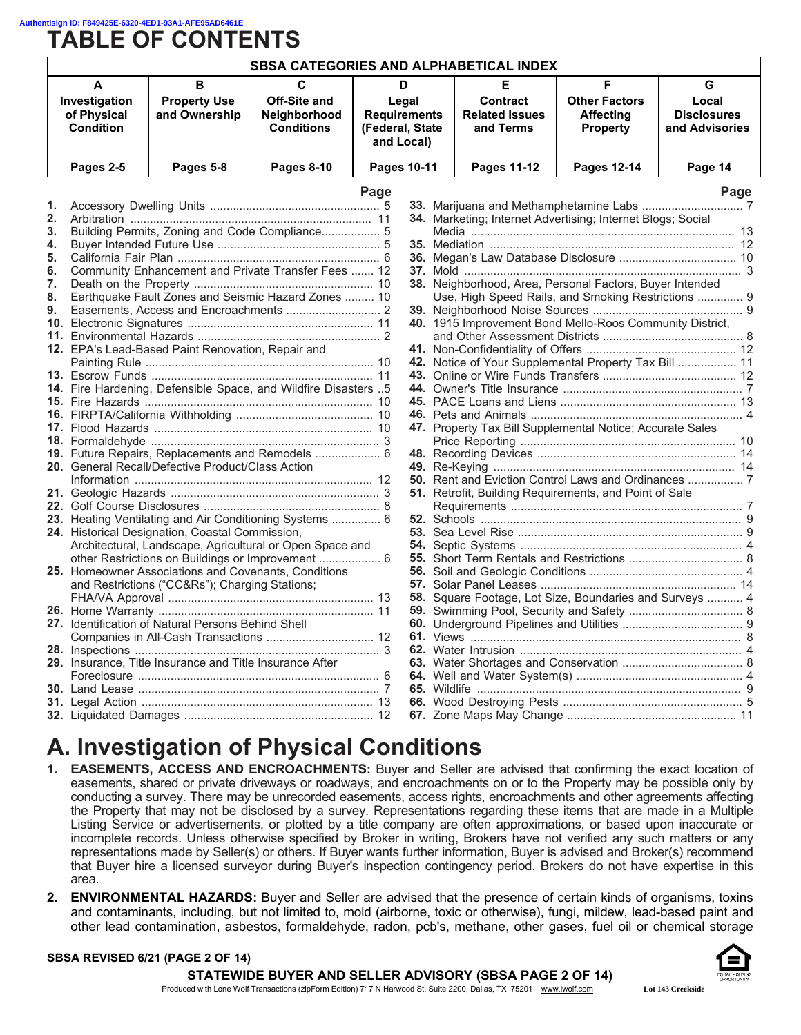# TABLE OF CONTENTS

| SBSA CATEGORIES AND ALPHABETICAL INDEX | | | | | | |
|---|---|---|---|---|---|---|
| **A** | **B** | **C** | **D** | **E** | **F** | **G** |
| **Investigation of Physical Condition** | **Property Use and Ownership** | **Off-Site and Neighborhood Conditions** | **Legal Requirements (Federal, State and Local)** | **Contract Related Issues and Terms** | **Other Factors Affecting Property** | **Local Disclosures and Advisories** |
| **Pages 2-5** | **Pages 5-8** | **Pages 8-10** | **Pages 10-11** | **Pages 11-12** | **Pages 12-14** | **Page 14** |

| | | Page |
|---|---|---|
| **1.** | Accessory Dwelling Units | 5 |
| **2.** | Arbitration | 11 |
| **3.** | Building Permits, Zoning and Code Compliance | 5 |
| **4.** | Buyer Intended Future Use | 5 |
| **5.** | California Fair Plan | 6 |
| **6.** | Community Enhancement and Private Transfer Fees | 12 |
| **7.** | Death on the Property | 10 |
| **8.** | Earthquake Fault Zones and Seismic Hazard Zones | 10 |
| **9.** | Easements, Access and Encroachments | 2 |
| **10.** | Electronic Signatures | 11 |
| **11.** | Environmental Hazards | 2 |
| **12.** | EPA's Lead-Based Paint Renovation, Repair and Painting Rule | 10 |
| **13.** | Escrow Funds | 11 |
| **14.** | Fire Hardening, Defensible Space, and Wildfire Disasters | 5 |
| **15.** | Fire Hazards | 10 |
| **16.** | FIRPTA/California Withholding | 10 |
| **17.** | Flood Hazards | 10 |
| **18.** | Formaldehyde | 3 |
| **19.** | Future Repairs, Replacements and Remodels | 6 |
| **20.** | General Recall/Defective Product/Class Action Information | 12 |
| **21.** | Geologic Hazards | 3 |
| **22.** | Golf Course Disclosures | 8 |
| **23.** | Heating Ventilating and Air Conditioning Systems | 6 |
| **24.** | Historical Designation, Coastal Commission, Architectural, Landscape, Agricultural or Open Space and other Restrictions on Buildings or Improvement | 6 |
| **25.** | Homeowner Associations and Covenants, Conditions and Restrictions ("CC&Rs"); Charging Stations; FHA/VA Approval | 13 |
| **26.** | Home Warranty | 11 |
| **27.** | Identification of Natural Persons Behind Shell Companies in All-Cash Transactions | 12 |
| **28.** | Inspections | 3 |
| **29.** | Insurance, Title Insurance and Title Insurance After Foreclosure | 6 |
| **30.** | Land Lease | 7 |
| **31.** | Legal Action | 13 |
| **32.** | Liquidated Damages | 12 |
| **33.** | Marijuana and Methamphetamine Labs | 7 |
| **34.** | Marketing; Internet Advertising; Internet Blogs; Social Media | 13 |
| **35.** | Mediation | 12 |
| **36.** | Megan's Law Database Disclosure | 10 |
| **37.** | Mold | 3 |
| **38.** | Neighborhood, Area, Personal Factors, Buyer Intended Use, High Speed Rails, and Smoking Restrictions | 9 |
| **39.** | Neighborhood Noise Sources | 9 |
| **40.** | 1915 Improvement Bond Mello-Roos Community District, and Other Assessment Districts | 8 |
| **41.** | Non-Confidentiality of Offers | 12 |
| **42.** | Notice of Your Supplemental Property Tax Bill | 11 |
| **43.** | Online or Wire Funds Transfers | 12 |
| **44.** | Owner's Title Insurance | 7 |
| **45.** | PACE Loans and Liens | 13 |
| **46.** | Pets and Animals | 4 |
| **47.** | Property Tax Bill Supplemental Notice; Accurate Sales Price Reporting | 10 |
| **48.** | Recording Devices | 14 |
| **49.** | Re-Keying | 14 |
| **50.** | Rent and Eviction Control Laws and Ordinances | 7 |
| **51.** | Retrofit, Building Requirements, and Point of Sale Requirements | 7 |
| **52.** | Schools | 9 |
| **53.** | Sea Level Rise | 9 |
| **54.** | Septic Systems | 4 |
| **55.** | Short Term Rentals and Restrictions | 8 |
| **56.** | Soil and Geologic Conditions | 4 |
| **57.** | Solar Panel Leases | 14 |
| **58.** | Square Footage, Lot Size, Boundaries and Surveys | 4 |
| **59.** | Swimming Pool, Security and Safety | 8 |
| **60.** | Underground Pipelines and Utilities | 9 |
| **61.** | Views | 8 |
| **62.** | Water Intrusion | 4 |
| **63.** | Water Shortages and Conservation | 8 |
| **64.** | Well and Water System(s) | 4 |
| **65.** | Wildlife | 9 |
| **66.** | Wood Destroying Pests | 5 |
| **67.** | Zone Maps May Change | 11 |

# A. Investigation of Physical Conditions

1. **EASEMENTS, ACCESS AND ENCROACHMENTS:** Buyer and Seller are advised that confirming the exact location of easements, shared or private driveways or roadways, and encroachments on or to the Property may be possible only by conducting a survey. There may be unrecorded easements, access rights, encroachments and other agreements affecting the Property that may not be disclosed by a survey. Representations regarding these items that are made in a Multiple Listing Service or advertisements, or plotted by a title company are often approximations, or based upon inaccurate or incomplete records. Unless otherwise specified by Broker in writing, Brokers have not verified any such matters or any representations made by Seller(s) or others. If Buyer wants further information, Buyer is advised and Broker(s) recommend that Buyer hire a licensed surveyor during Buyer's inspection contingency period. Brokers do not have expertise in this area.

2. **ENVIRONMENTAL HAZARDS:** Buyer and Seller are advised that the presence of certain kinds of organisms, toxins and contaminants, including, but not limited to, mold (airborne, toxic or otherwise), fungi, mildew, lead-based paint and other lead contamination, asbestos, formaldehyde, radon, pcb's, methane, other gases, fuel oil or chemical storage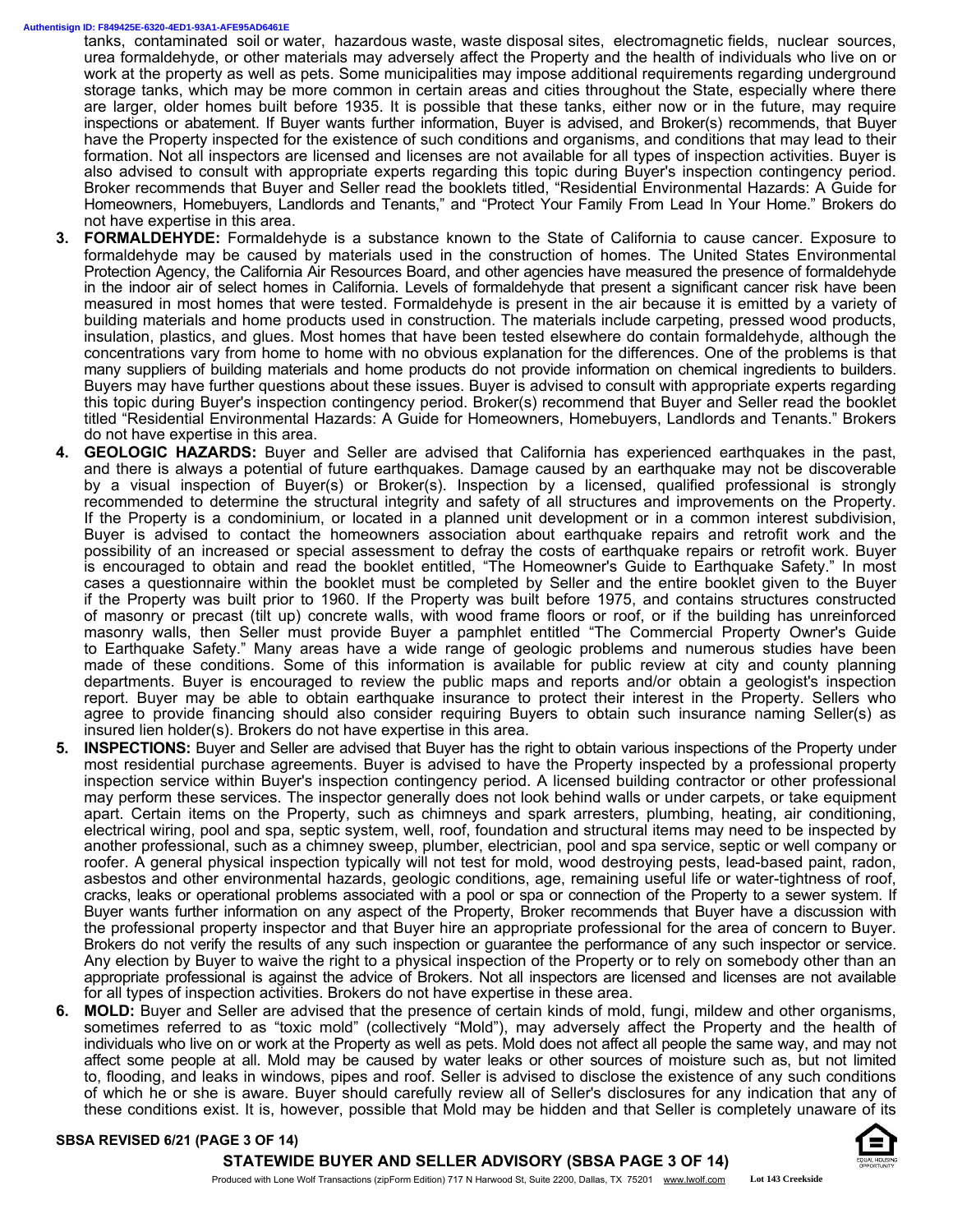tanks, contaminated soil or water, hazardous waste, waste disposal sites, electromagnetic fields, nuclear sources, urea formaldehyde, or other materials may adversely affect the Property and the health of individuals who live on or work at the property as well as pets. Some municipalities may impose additional requirements regarding underground storage tanks, which may be more common in certain areas and cities throughout the State, especially where there are larger, older homes built before 1935. It is possible that these tanks, either now or in the future, may require inspections or abatement. If Buyer wants further information, Buyer is advised, and Broker(s) recommends, that Buyer have the Property inspected for the existence of such conditions and organisms, and conditions that may lead to their formation. Not all inspectors are licensed and licenses are not available for all types of inspection activities. Buyer is also advised to consult with appropriate experts regarding this topic during Buyer's inspection contingency period. Broker recommends that Buyer and Seller read the booklets titled, "Residential Environmental Hazards: A Guide for Homeowners, Homebuyers, Landlords and Tenants," and "Protect Your Family From Lead In Your Home." Brokers do not have expertise in this area.

3. **FORMALDEHYDE:** Formaldehyde is a substance known to the State of California to cause cancer. Exposure to formaldehyde may be caused by materials used in the construction of homes. The United States Environmental Protection Agency, the California Air Resources Board, and other agencies have measured the presence of formaldehyde in the indoor air of select homes in California. Levels of formaldehyde that present a significant cancer risk have been measured in most homes that were tested. Formaldehyde is present in the air because it is emitted by a variety of building materials and home products used in construction. The materials include carpeting, pressed wood products, insulation, plastics, and glues. Most homes that have been tested elsewhere do contain formaldehyde, although the concentrations vary from home to home with no obvious explanation for the differences. One of the problems is that many suppliers of building materials and home products do not provide information on chemical ingredients to builders. Buyers may have further questions about these issues. Buyer is advised to consult with appropriate experts regarding this topic during Buyer's inspection contingency period. Broker(s) recommend that Buyer and Seller read the booklet titled "Residential Environmental Hazards: A Guide for Homeowners, Homebuyers, Landlords and Tenants." Brokers do not have expertise in this area.

4. **GEOLOGIC HAZARDS:** Buyer and Seller are advised that California has experienced earthquakes in the past, and there is always a potential of future earthquakes. Damage caused by an earthquake may not be discoverable by a visual inspection of Buyer(s) or Broker(s). Inspection by a licensed, qualified professional is strongly recommended to determine the structural integrity and safety of all structures and improvements on the Property. If the Property is a condominium, or located in a planned unit development or in a common interest subdivision, Buyer is advised to contact the homeowners association about earthquake repairs and retrofit work and the possibility of an increased or special assessment to defray the costs of earthquake repairs or retrofit work. Buyer is encouraged to obtain and read the booklet entitled, "The Homeowner's Guide to Earthquake Safety." In most cases a questionnaire within the booklet must be completed by Seller and the entire booklet given to the Buyer if the Property was built prior to 1960. If the Property was built before 1975, and contains structures constructed of masonry or precast (tilt up) concrete walls, with wood frame floors or roof, or if the building has unreinforced masonry walls, then Seller must provide Buyer a pamphlet entitled "The Commercial Property Owner's Guide to Earthquake Safety." Many areas have a wide range of geologic problems and numerous studies have been made of these conditions. Some of this information is available for public review at city and county planning departments. Buyer is encouraged to review the public maps and reports and/or obtain a geologist's inspection report. Buyer may be able to obtain earthquake insurance to protect their interest in the Property. Sellers who agree to provide financing should also consider requiring Buyers to obtain such insurance naming Seller(s) as insured lien holder(s). Brokers do not have expertise in this area.

5. **INSPECTIONS:** Buyer and Seller are advised that Buyer has the right to obtain various inspections of the Property under most residential purchase agreements. Buyer is advised to have the Property inspected by a professional property inspection service within Buyer's inspection contingency period. A licensed building contractor or other professional may perform these services. The inspector generally does not look behind walls or under carpets, or take equipment apart. Certain items on the Property, such as chimneys and spark arresters, plumbing, heating, air conditioning, electrical wiring, pool and spa, septic system, well, roof, foundation and structural items may need to be inspected by another professional, such as a chimney sweep, plumber, electrician, pool and spa service, septic or well company or roofer. A general physical inspection typically will not test for mold, wood destroying pests, lead-based paint, radon, asbestos and other environmental hazards, geologic conditions, age, remaining useful life or water-tightness of roof, cracks, leaks or operational problems associated with a pool or spa or connection of the Property to a sewer system. If Buyer wants further information on any aspect of the Property, Broker recommends that Buyer have a discussion with the professional property inspector and that Buyer hire an appropriate professional for the area of concern to Buyer. Brokers do not verify the results of any such inspection or guarantee the performance of any such inspector or service. Any election by Buyer to waive the right to a physical inspection of the Property or to rely on somebody other than an appropriate professional is against the advice of Brokers. Not all inspectors are licensed and licenses are not available for all types of inspection activities. Brokers do not have expertise in these area.

6. **MOLD:** Buyer and Seller are advised that the presence of certain kinds of mold, fungi, mildew and other organisms, sometimes referred to as "toxic mold" (collectively "Mold"), may adversely affect the Property and the health of individuals who live on or work at the Property as well as pets. Mold does not affect all people the same way, and may not affect some people at all. Mold may be caused by water leaks or other sources of moisture such as, but not limited to, flooding, and leaks in windows, pipes and roof. Seller is advised to disclose the existence of any such conditions of which he or she is aware. Buyer should carefully review all of Seller's disclosures for any indication that any of these conditions exist. It is, however, possible that Mold may be hidden and that Seller is completely unaware of its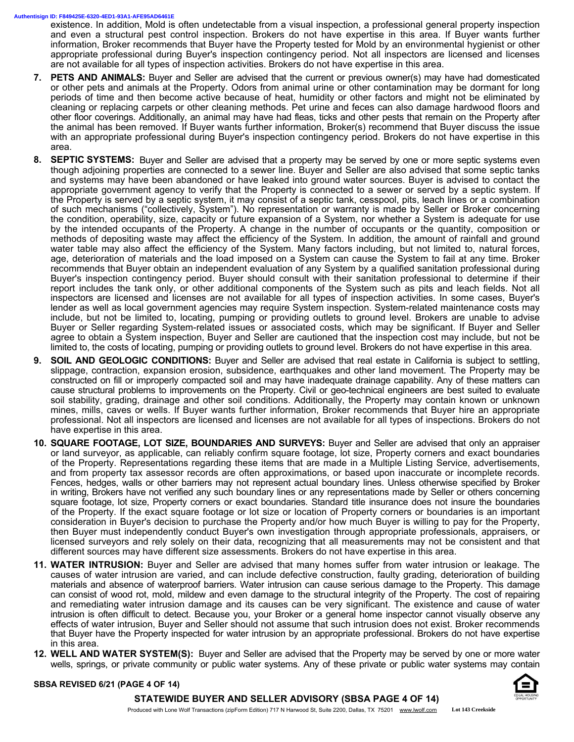existence. In addition, Mold is often undetectable from a visual inspection, a professional general property inspection and even a structural pest control inspection. Brokers do not have expertise in this area. If Buyer wants further information, Broker recommends that Buyer have the Property tested for Mold by an environmental hygienist or other appropriate professional during Buyer's inspection contingency period. Not all inspectors are licensed and licenses are not available for all types of inspection activities. Brokers do not have expertise in this area.

7. **PETS AND ANIMALS:** Buyer and Seller are advised that the current or previous owner(s) may have had domesticated or other pets and animals at the Property. Odors from animal urine or other contamination may be dormant for long periods of time and then become active because of heat, humidity or other factors and might not be eliminated by cleaning or replacing carpets or other cleaning methods. Pet urine and feces can also damage hardwood floors and other floor coverings. Additionally, an animal may have had fleas, ticks and other pests that remain on the Property after the animal has been removed. If Buyer wants further information, Broker(s) recommend that Buyer discuss the issue with an appropriate professional during Buyer's inspection contingency period. Brokers do not have expertise in this area.

8. **SEPTIC SYSTEMS:** Buyer and Seller are advised that a property may be served by one or more septic systems even though adjoining properties are connected to a sewer line. Buyer and Seller are also advised that some septic tanks and systems may have been abandoned or have leaked into ground water sources. Buyer is advised to contact the appropriate government agency to verify that the Property is connected to a sewer or served by a septic system. If the Property is served by a septic system, it may consist of a septic tank, cesspool, pits, leach lines or a combination of such mechanisms ("collectively, System"). No representation or warranty is made by Seller or Broker concerning the condition, operability, size, capacity or future expansion of a System, nor whether a System is adequate for use by the intended occupants of the Property. A change in the number of occupants or the quantity, composition or methods of depositing waste may affect the efficiency of the System. In addition, the amount of rainfall and ground water table may also affect the efficiency of the System. Many factors including, but not limited to, natural forces, age, deterioration of materials and the load imposed on a System can cause the System to fail at any time. Broker recommends that Buyer obtain an independent evaluation of any System by a qualified sanitation professional during Buyer's inspection contingency period. Buyer should consult with their sanitation professional to determine if their report includes the tank only, or other additional components of the System such as pits and leach fields. Not all inspectors are licensed and licenses are not available for all types of inspection activities. In some cases, Buyer's lender as well as local government agencies may require System inspection. System-related maintenance costs may include, but not be limited to, locating, pumping or providing outlets to ground level. Brokers are unable to advise Buyer or Seller regarding System-related issues or associated costs, which may be significant. If Buyer and Seller agree to obtain a System inspection, Buyer and Seller are cautioned that the inspection cost may include, but not be limited to, the costs of locating, pumping or providing outlets to ground level. Brokers do not have expertise in this area.

9. **SOIL AND GEOLOGIC CONDITIONS:** Buyer and Seller are advised that real estate in California is subject to settling, slippage, contraction, expansion erosion, subsidence, earthquakes and other land movement. The Property may be constructed on fill or improperly compacted soil and may have inadequate drainage capability. Any of these matters can cause structural problems to improvements on the Property. Civil or geo-technical engineers are best suited to evaluate soil stability, grading, drainage and other soil conditions. Additionally, the Property may contain known or unknown mines, mills, caves or wells. If Buyer wants further information, Broker recommends that Buyer hire an appropriate professional. Not all inspectors are licensed and licenses are not available for all types of inspections. Brokers do not have expertise in this area.

10. **SQUARE FOOTAGE, LOT SIZE, BOUNDARIES AND SURVEYS:** Buyer and Seller are advised that only an appraiser or land surveyor, as applicable, can reliably confirm square footage, lot size, Property corners and exact boundaries of the Property. Representations regarding these items that are made in a Multiple Listing Service, advertisements, and from property tax assessor records are often approximations, or based upon inaccurate or incomplete records. Fences, hedges, walls or other barriers may not represent actual boundary lines. Unless otherwise specified by Broker in writing, Brokers have not verified any such boundary lines or any representations made by Seller or others concerning square footage, lot size, Property corners or exact boundaries. Standard title insurance does not insure the boundaries of the Property. If the exact square footage or lot size or location of Property corners or boundaries is an important consideration in Buyer's decision to purchase the Property and/or how much Buyer is willing to pay for the Property, then Buyer must independently conduct Buyer's own investigation through appropriate professionals, appraisers, or licensed surveyors and rely solely on their data, recognizing that all measurements may not be consistent and that different sources may have different size assessments. Brokers do not have expertise in this area.

11. **WATER INTRUSION:** Buyer and Seller are advised that many homes suffer from water intrusion or leakage. The causes of water intrusion are varied, and can include defective construction, faulty grading, deterioration of building materials and absence of waterproof barriers. Water intrusion can cause serious damage to the Property. This damage can consist of wood rot, mold, mildew and even damage to the structural integrity of the Property. The cost of repairing and remediating water intrusion damage and its causes can be very significant. The existence and cause of water intrusion is often difficult to detect. Because you, your Broker or a general home inspector cannot visually observe any effects of water intrusion, Buyer and Seller should not assume that such intrusion does not exist. Broker recommends that Buyer have the Property inspected for water intrusion by an appropriate professional. Brokers do not have expertise in this area.

12. **WELL AND WATER SYSTEM(S):** Buyer and Seller are advised that the Property may be served by one or more water wells, springs, or private community or public water systems. Any of these private or public water systems may contain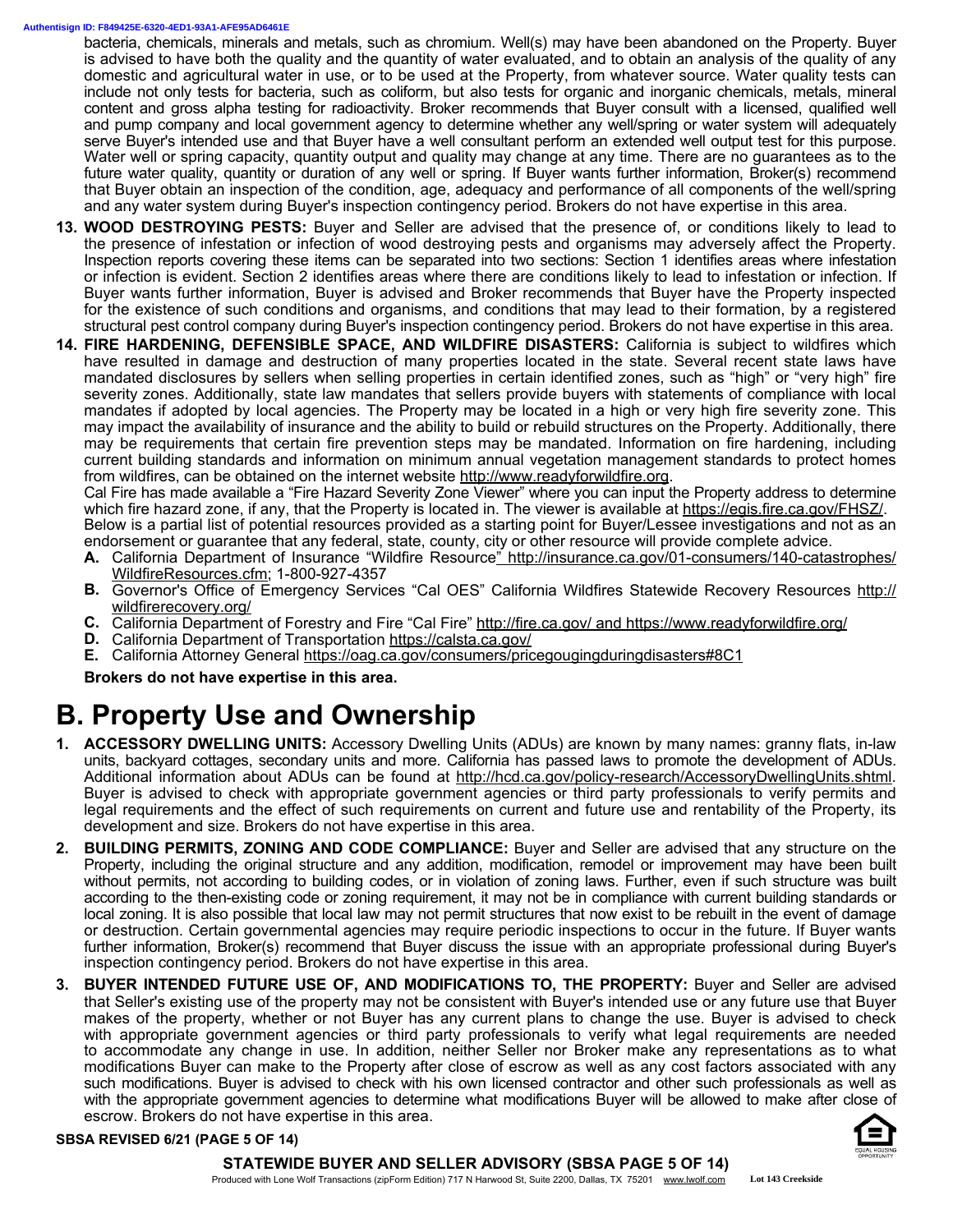bacteria, chemicals, minerals and metals, such as chromium. Well(s) may have been abandoned on the Property. Buyer is advised to have both the quality and the quantity of water evaluated, and to obtain an analysis of the quality of any domestic and agricultural water in use, or to be used at the Property, from whatever source. Water quality tests can include not only tests for bacteria, such as coliform, but also tests for organic and inorganic chemicals, metals, mineral content and gross alpha testing for radioactivity. Broker recommends that Buyer consult with a licensed, qualified well and pump company and local government agency to determine whether any well/spring or water system will adequately serve Buyer's intended use and that Buyer have a well consultant perform an extended well output test for this purpose. Water well or spring capacity, quantity output and quality may change at any time. There are no guarantees as to the future water quality, quantity or duration of any well or spring. If Buyer wants further information, Broker(s) recommend that Buyer obtain an inspection of the condition, age, adequacy and performance of all components of the well/spring and any water system during Buyer's inspection contingency period. Brokers do not have expertise in this area.

13. **WOOD DESTROYING PESTS:** Buyer and Seller are advised that the presence of, or conditions likely to lead to the presence of infestation or infection of wood destroying pests and organisms may adversely affect the Property. Inspection reports covering these items can be separated into two sections: Section 1 identifies areas where infestation or infection is evident. Section 2 identifies areas where there are conditions likely to lead to infestation or infection. If Buyer wants further information, Buyer is advised and Broker recommends that Buyer have the Property inspected for the existence of such conditions and organisms, and conditions that may lead to their formation, by a registered structural pest control company during Buyer's inspection contingency period. Brokers do not have expertise in this area.

14. **FIRE HARDENING, DEFENSIBLE SPACE, AND WILDFIRE DISASTERS:** California is subject to wildfires which have resulted in damage and destruction of many properties located in the state. Several recent state laws have mandated disclosures by sellers when selling properties in certain identified zones, such as "high" or "very high" fire severity zones. Additionally, state law mandates that sellers provide buyers with statements of compliance with local mandates if adopted by local agencies. The Property may be located in a high or very high fire severity zone. This may impact the availability of insurance and the ability to build or rebuild structures on the Property. Additionally, there may be requirements that certain fire prevention steps may be mandated. Information on fire hardening, including current building standards and information on minimum annual vegetation management standards to protect homes from wildfires, can be obtained on the internet website http://www.readyforwildfire.org.

    Cal Fire has made available a "Fire Hazard Severity Zone Viewer" where you can input the Property address to determine which fire hazard zone, if any, that the Property is located in. The viewer is available at https://egis.fire.ca.gov/FHSZ/.

    Below is a partial list of potential resources provided as a starting point for Buyer/Lessee investigations and not as an endorsement or guarantee that any federal, state, county, city or other resource will provide complete advice.

    **A.** California Department of Insurance "Wildfire Resource" http://insurance.ca.gov/01-consumers/140-catastrophes/WildfireResources.cfm; 1-800-927-4357
    **B.** Governor's Office of Emergency Services "Cal OES" California Wildfires Statewide Recovery Resources http://wildfirerecovery.org/
    **C.** California Department of Forestry and Fire "Cal Fire" http://fire.ca.gov/ and https://www.readyforwildfire.org/
    **D.** California Department of Transportation https://calsta.ca.gov/
    **E.** California Attorney General https://oag.ca.gov/consumers/pricegougingduringdisasters#8C1

    **Brokers do not have expertise in this area.**

# B. Property Use and Ownership

1. **ACCESSORY DWELLING UNITS:** Accessory Dwelling Units (ADUs) are known by many names: granny flats, in-law units, backyard cottages, secondary units and more. California has passed laws to promote the development of ADUs. Additional information about ADUs can be found at http://hcd.ca.gov/policy-research/AccessoryDwellingUnits.shtml. Buyer is advised to check with appropriate government agencies or third party professionals to verify permits and legal requirements and the effect of such requirements on current and future use and rentability of the Property, its development and size. Brokers do not have expertise in this area.

2. **BUILDING PERMITS, ZONING AND CODE COMPLIANCE:** Buyer and Seller are advised that any structure on the Property, including the original structure and any addition, modification, remodel or improvement may have been built without permits, not according to building codes, or in violation of zoning laws. Further, even if such structure was built according to the then-existing code or zoning requirement, it may not be in compliance with current building standards or local zoning. It is also possible that local law may not permit structures that now exist to be rebuilt in the event of damage or destruction. Certain governmental agencies may require periodic inspections to occur in the future. If Buyer wants further information, Broker(s) recommend that Buyer discuss the issue with an appropriate professional during Buyer's inspection contingency period. Brokers do not have expertise in this area.

3. **BUYER INTENDED FUTURE USE OF, AND MODIFICATIONS TO, THE PROPERTY:** Buyer and Seller are advised that Seller's existing use of the property may not be consistent with Buyer's intended use or any future use that Buyer makes of the property, whether or not Buyer has any current plans to change the use. Buyer is advised to check with appropriate government agencies or third party professionals to verify what legal requirements are needed to accommodate any change in use. In addition, neither Seller nor Broker make any representations as to what modifications Buyer can make to the Property after close of escrow as well as any cost factors associated with any such modifications. Buyer is advised to check with his own licensed contractor and other such professionals as well as with the appropriate government agencies to determine what modifications Buyer will be allowed to make after close of escrow. Brokers do not have expertise in this area.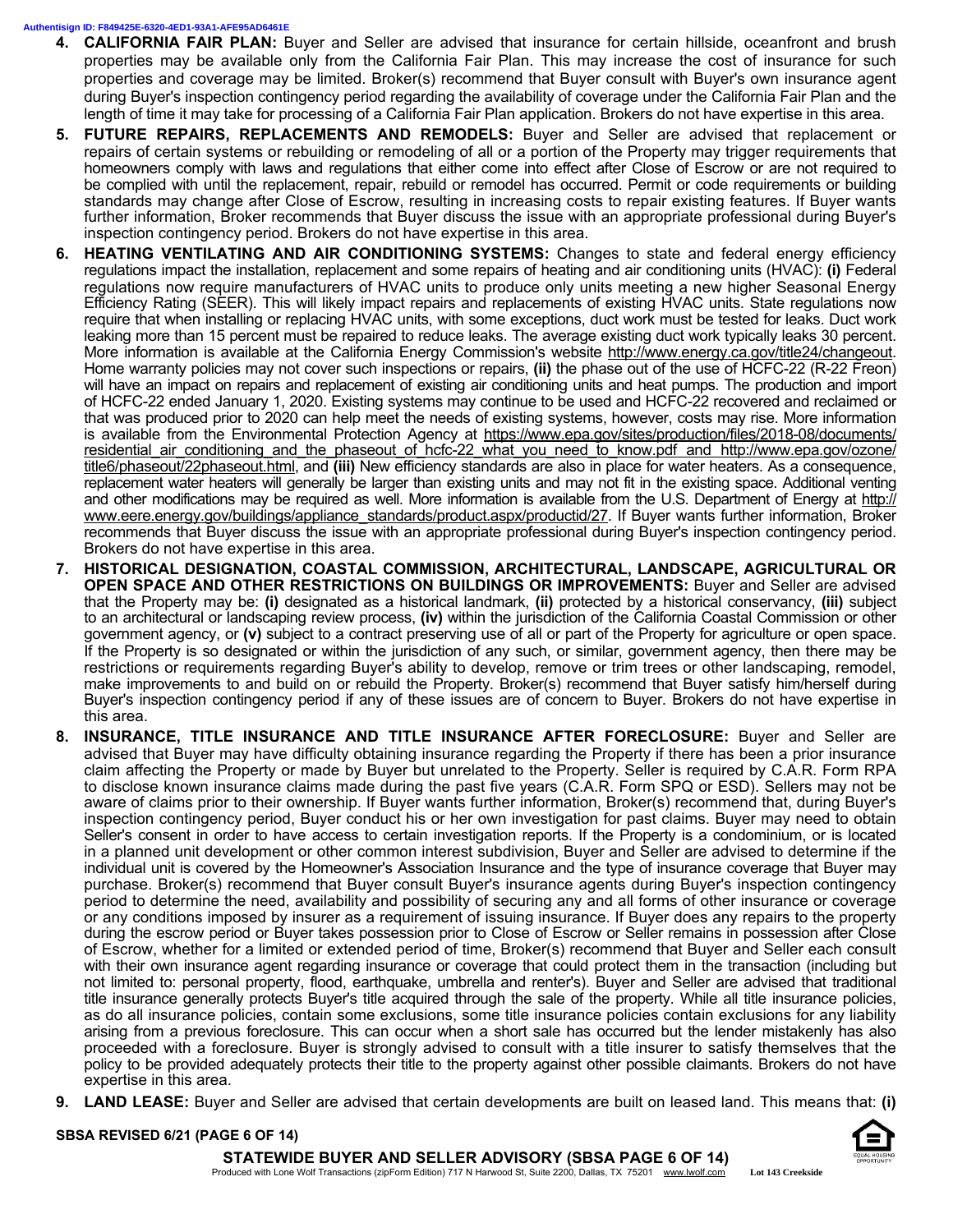4. **CALIFORNIA FAIR PLAN:** Buyer and Seller are advised that insurance for certain hillside, oceanfront and brush properties may be available only from the California Fair Plan. This may increase the cost of insurance for such properties and coverage may be limited. Broker(s) recommend that Buyer consult with Buyer's own insurance agent during Buyer's inspection contingency period regarding the availability of coverage under the California Fair Plan and the length of time it may take for processing of a California Fair Plan application. Brokers do not have expertise in this area.

5. **FUTURE REPAIRS, REPLACEMENTS AND REMODELS:** Buyer and Seller are advised that replacement or repairs of certain systems or rebuilding or remodeling of all or a portion of the Property may trigger requirements that homeowners comply with laws and regulations that either come into effect after Close of Escrow or are not required to be complied with until the replacement, repair, rebuild or remodel has occurred. Permit or code requirements or building standards may change after Close of Escrow, resulting in increasing costs to repair existing features. If Buyer wants further information, Broker recommends that Buyer discuss the issue with an appropriate professional during Buyer's inspection contingency period. Brokers do not have expertise in this area.

6. **HEATING VENTILATING AND AIR CONDITIONING SYSTEMS:** Changes to state and federal energy efficiency regulations impact the installation, replacement and some repairs of heating and air conditioning units (HVAC): **(i)** Federal regulations now require manufacturers of HVAC units to produce only units meeting a new higher Seasonal Energy Efficiency Rating (SEER). This will likely impact repairs and replacements of existing HVAC units. State regulations now require that when installing or replacing HVAC units, with some exceptions, duct work must be tested for leaks. Duct work leaking more than 15 percent must be repaired to reduce leaks. The average existing duct work typically leaks 30 percent. More information is available at the California Energy Commission's website http://www.energy.ca.gov/title24/changeout. Home warranty policies may not cover such inspections or repairs, **(ii)** the phase out of the use of HCFC-22 (R-22 Freon) will have an impact on repairs and replacement of existing air conditioning units and heat pumps. The production and import of HCFC-22 ended January 1, 2020. Existing systems may continue to be used and HCFC-22 recovered and reclaimed or that was produced prior to 2020 can help meet the needs of existing systems, however, costs may rise. More information is available from the Environmental Protection Agency at https://www.epa.gov/sites/production/files/2018-08/documents/residential_air_conditioning_and_the_phaseout_of_hcfc-22_what_you_need_to_know.pdf and http://www.epa.gov/ozone/title6/phaseout/22phaseout.html, and **(iii)** New efficiency standards are also in place for water heaters. As a consequence, replacement water heaters will generally be larger than existing units and may not fit in the existing space. Additional venting and other modifications may be required as well. More information is available from the U.S. Department of Energy at http://www.eere.energy.gov/buildings/appliance_standards/product.aspx/productid/27. If Buyer wants further information, Broker recommends that Buyer discuss the issue with an appropriate professional during Buyer's inspection contingency period. Brokers do not have expertise in this area.

7. **HISTORICAL DESIGNATION, COASTAL COMMISSION, ARCHITECTURAL, LANDSCAPE, AGRICULTURAL OR OPEN SPACE AND OTHER RESTRICTIONS ON BUILDINGS OR IMPROVEMENTS:** Buyer and Seller are advised that the Property may be: **(i)** designated as a historical landmark, **(ii)** protected by a historical conservancy, **(iii)** subject to an architectural or landscaping review process, **(iv)** within the jurisdiction of the California Coastal Commission or other government agency, or **(v)** subject to a contract preserving use of all or part of the Property for agriculture or open space. If the Property is so designated or within the jurisdiction of any such, or similar, government agency, then there may be restrictions or requirements regarding Buyer's ability to develop, remove or trim trees or other landscaping, remodel, make improvements to and build on or rebuild the Property. Broker(s) recommend that Buyer satisfy him/herself during Buyer's inspection contingency period if any of these issues are of concern to Buyer. Brokers do not have expertise in this area.

8. **INSURANCE, TITLE INSURANCE AND TITLE INSURANCE AFTER FORECLOSURE:** Buyer and Seller are advised that Buyer may have difficulty obtaining insurance regarding the Property if there has been a prior insurance claim affecting the Property or made by Buyer but unrelated to the Property. Seller is required by C.A.R. Form RPA to disclose known insurance claims made during the past five years (C.A.R. Form SPQ or ESD). Sellers may not be aware of claims prior to their ownership. If Buyer wants further information, Broker(s) recommend that, during Buyer's inspection contingency period, Buyer conduct his or her own investigation for past claims. Buyer may need to obtain Seller's consent in order to have access to certain investigation reports. If the Property is a condominium, or is located in a planned unit development or other common interest subdivision, Buyer and Seller are advised to determine if the individual unit is covered by the Homeowner's Association Insurance and the type of insurance coverage that Buyer may purchase. Broker(s) recommend that Buyer consult Buyer's insurance agents during Buyer's inspection contingency period to determine the need, availability and possibility of securing any and all forms of other insurance or coverage or any conditions imposed by insurer as a requirement of issuing insurance. If Buyer does any repairs to the property during the escrow period or Buyer takes possession prior to Close of Escrow or Seller remains in possession after Close of Escrow, whether for a limited or extended period of time, Broker(s) recommend that Buyer and Seller each consult with their own insurance agent regarding insurance or coverage that could protect them in the transaction (including but not limited to: personal property, flood, earthquake, umbrella and renter's). Buyer and Seller are advised that traditional title insurance generally protects Buyer's title acquired through the sale of the property. While all title insurance policies, as do all insurance policies, contain some exclusions, some title insurance policies contain exclusions for any liability arising from a previous foreclosure. This can occur when a short sale has occurred but the lender mistakenly has also proceeded with a foreclosure. Buyer is strongly advised to consult with a title insurer to satisfy themselves that the policy to be provided adequately protects their title to the property against other possible claimants. Brokers do not have expertise in this area.

9. **LAND LEASE:** Buyer and Seller are advised that certain developments are built on leased land. This means that: **(i)**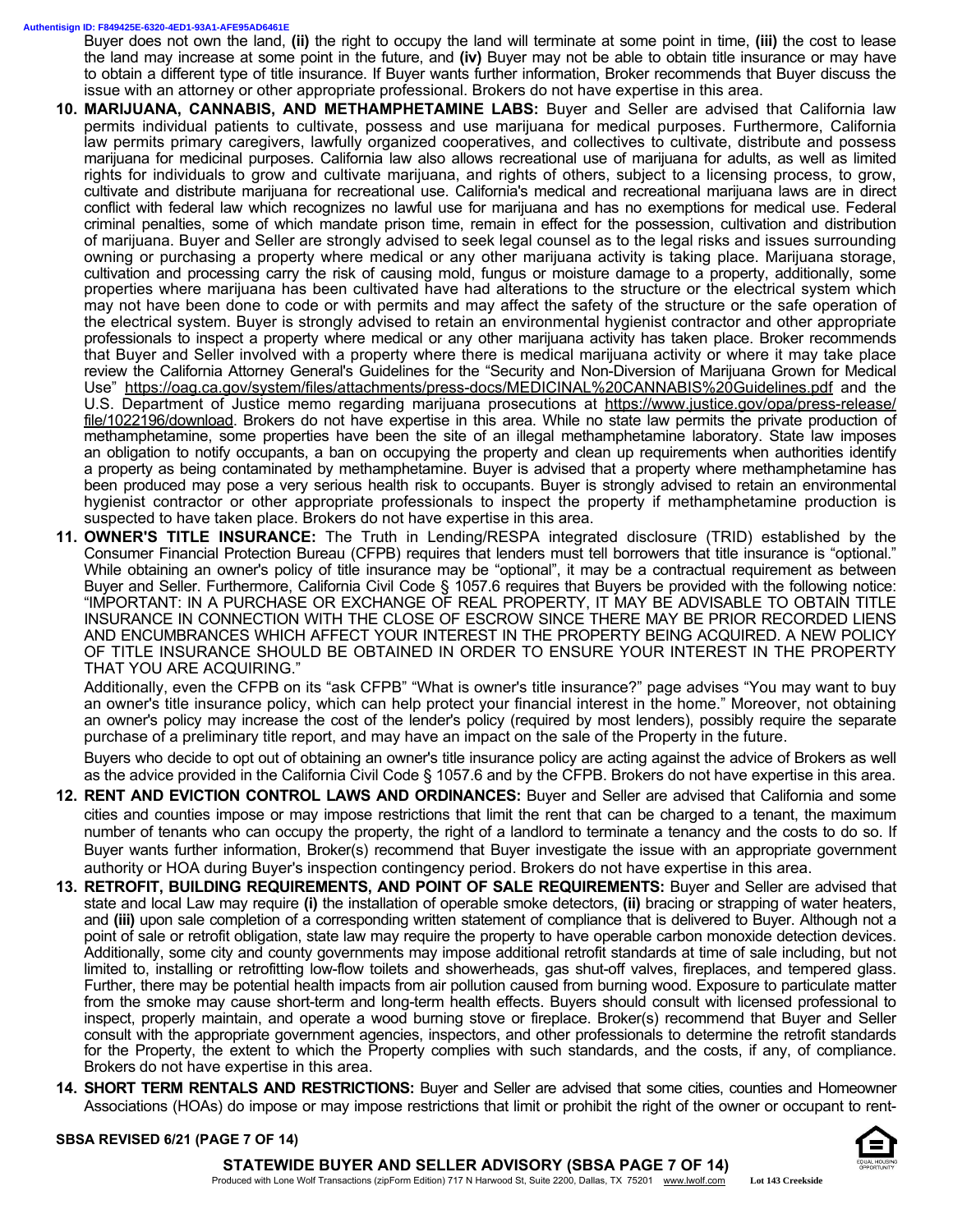Buyer does not own the land, **(ii)** the right to occupy the land will terminate at some point in time, **(iii)** the cost to lease the land may increase at some point in the future, and **(iv)** Buyer may not be able to obtain title insurance or may have to obtain a different type of title insurance. If Buyer wants further information, Broker recommends that Buyer discuss the issue with an attorney or other appropriate professional. Brokers do not have expertise in this area.

10. **MARIJUANA, CANNABIS, AND METHAMPHETAMINE LABS:** Buyer and Seller are advised that California law permits individual patients to cultivate, possess and use marijuana for medical purposes. Furthermore, California law permits primary caregivers, lawfully organized cooperatives, and collectives to cultivate, distribute and possess marijuana for medicinal purposes. California law also allows recreational use of marijuana for adults, as well as limited rights for individuals to grow and cultivate marijuana, and rights of others, subject to a licensing process, to grow, cultivate and distribute marijuana for recreational use. California's medical and recreational marijuana laws are in direct conflict with federal law which recognizes no lawful use for marijuana and has no exemptions for medical use. Federal criminal penalties, some of which mandate prison time, remain in effect for the possession, cultivation and distribution of marijuana. Buyer and Seller are strongly advised to seek legal counsel as to the legal risks and issues surrounding owning or purchasing a property where medical or any other marijuana activity is taking place. Marijuana storage, cultivation and processing carry the risk of causing mold, fungus or moisture damage to a property, additionally, some properties where marijuana has been cultivated have had alterations to the structure or the electrical system which may not have been done to code or with permits and may affect the safety of the structure or the safe operation of the electrical system. Buyer is strongly advised to retain an environmental hygienist contractor and other appropriate professionals to inspect a property where medical or any other marijuana activity has taken place. Broker recommends that Buyer and Seller involved with a property where there is medical marijuana activity or where it may take place review the California Attorney General's Guidelines for the "Security and Non-Diversion of Marijuana Grown for Medical Use" https://oag.ca.gov/system/files/attachments/press-docs/MEDICINAL%20CANNABIS%20Guidelines.pdf and the U.S. Department of Justice memo regarding marijuana prosecutions at https://www.justice.gov/opa/press-release/file/1022196/download. Brokers do not have expertise in this area. While no state law permits the private production of methamphetamine, some properties have been the site of an illegal methamphetamine laboratory. State law imposes an obligation to notify occupants, a ban on occupying the property and clean up requirements when authorities identify a property as being contaminated by methamphetamine. Buyer is advised that a property where methamphetamine has been produced may pose a very serious health risk to occupants. Buyer is strongly advised to retain an environmental hygienist contractor or other appropriate professionals to inspect the property if methamphetamine production is suspected to have taken place. Brokers do not have expertise in this area.

11. **OWNER'S TITLE INSURANCE:** The Truth in Lending/RESPA integrated disclosure (TRID) established by the Consumer Financial Protection Bureau (CFPB) requires that lenders must tell borrowers that title insurance is "optional." While obtaining an owner's policy of title insurance may be "optional", it may be a contractual requirement as between Buyer and Seller. Furthermore, California Civil Code § 1057.6 requires that Buyers be provided with the following notice: "IMPORTANT: IN A PURCHASE OR EXCHANGE OF REAL PROPERTY, IT MAY BE ADVISABLE TO OBTAIN TITLE INSURANCE IN CONNECTION WITH THE CLOSE OF ESCROW SINCE THERE MAY BE PRIOR RECORDED LIENS AND ENCUMBRANCES WHICH AFFECT YOUR INTEREST IN THE PROPERTY BEING ACQUIRED. A NEW POLICY OF TITLE INSURANCE SHOULD BE OBTAINED IN ORDER TO ENSURE YOUR INTEREST IN THE PROPERTY THAT YOU ARE ACQUIRING."

    Additionally, even the CFPB on its "ask CFPB" "What is owner's title insurance?" page advises "You may want to buy an owner's title insurance policy, which can help protect your financial interest in the home." Moreover, not obtaining an owner's policy may increase the cost of the lender's policy (required by most lenders), possibly require the separate purchase of a preliminary title report, and may have an impact on the sale of the Property in the future.

    Buyers who decide to opt out of obtaining an owner's title insurance policy are acting against the advice of Brokers as well as the advice provided in the California Civil Code § 1057.6 and by the CFPB. Brokers do not have expertise in this area.

12. **RENT AND EVICTION CONTROL LAWS AND ORDINANCES:** Buyer and Seller are advised that California and some cities and counties impose or may impose restrictions that limit the rent that can be charged to a tenant, the maximum number of tenants who can occupy the property, the right of a landlord to terminate a tenancy and the costs to do so. If Buyer wants further information, Broker(s) recommend that Buyer investigate the issue with an appropriate government authority or HOA during Buyer's inspection contingency period. Brokers do not have expertise in this area.

13. **RETROFIT, BUILDING REQUIREMENTS, AND POINT OF SALE REQUIREMENTS:** Buyer and Seller are advised that state and local Law may require **(i)** the installation of operable smoke detectors, **(ii)** bracing or strapping of water heaters, and **(iii)** upon sale completion of a corresponding written statement of compliance that is delivered to Buyer. Although not a point of sale or retrofit obligation, state law may require the property to have operable carbon monoxide detection devices. Additionally, some city and county governments may impose additional retrofit standards at time of sale including, but not limited to, installing or retrofitting low-flow toilets and showerheads, gas shut-off valves, fireplaces, and tempered glass. Further, there may be potential health impacts from air pollution caused from burning wood. Exposure to particulate matter from the smoke may cause short-term and long-term health effects. Buyers should consult with licensed professional to inspect, properly maintain, and operate a wood burning stove or fireplace. Broker(s) recommend that Buyer and Seller consult with the appropriate government agencies, inspectors, and other professionals to determine the retrofit standards for the Property, the extent to which the Property complies with such standards, and the costs, if any, of compliance. Brokers do not have expertise in this area.

14. **SHORT TERM RENTALS AND RESTRICTIONS:** Buyer and Seller are advised that some cities, counties and Homeowner Associations (HOAs) do impose or may impose restrictions that limit or prohibit the right of the owner or occupant to rent-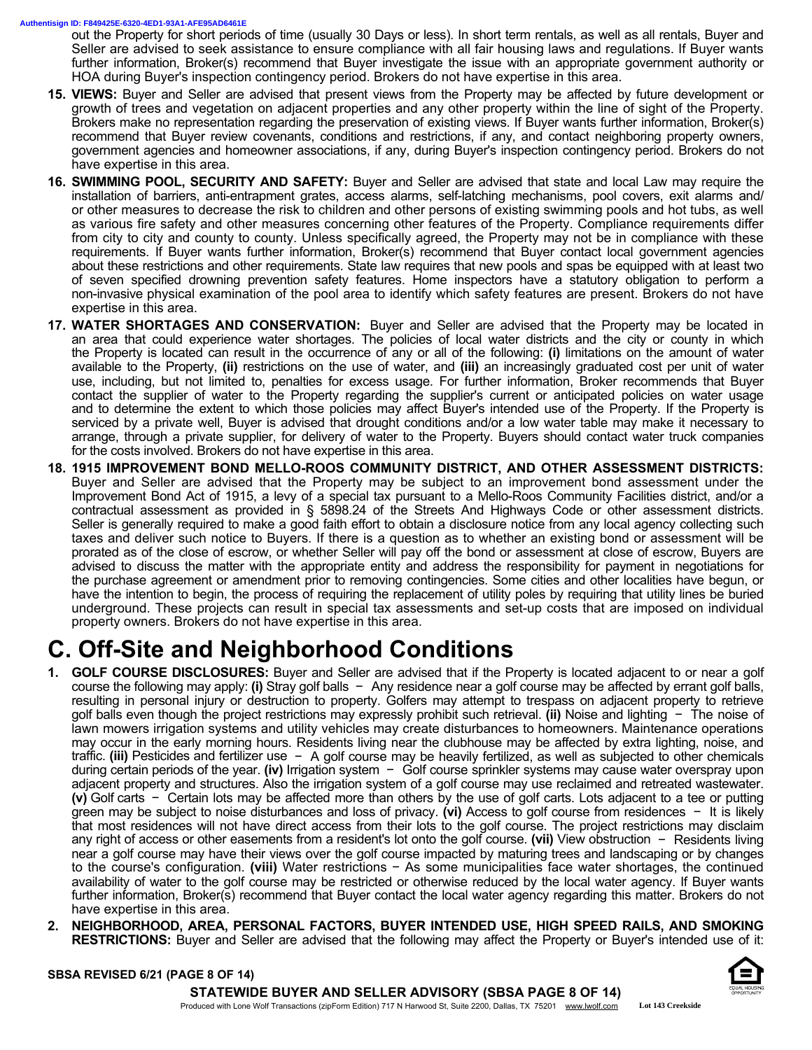out the Property for short periods of time (usually 30 Days or less). In short term rentals, as well as all rentals, Buyer and Seller are advised to seek assistance to ensure compliance with all fair housing laws and regulations. If Buyer wants further information, Broker(s) recommend that Buyer investigate the issue with an appropriate government authority or HOA during Buyer's inspection contingency period. Brokers do not have expertise in this area.

15. **VIEWS:** Buyer and Seller are advised that present views from the Property may be affected by future development or growth of trees and vegetation on adjacent properties and any other property within the line of sight of the Property. Brokers make no representation regarding the preservation of existing views. If Buyer wants further information, Broker(s) recommend that Buyer review covenants, conditions and restrictions, if any, and contact neighboring property owners, government agencies and homeowner associations, if any, during Buyer's inspection contingency period. Brokers do not have expertise in this area.

16. **SWIMMING POOL, SECURITY AND SAFETY:** Buyer and Seller are advised that state and local Law may require the installation of barriers, anti-entrapment grates, access alarms, self-latching mechanisms, pool covers, exit alarms and/or other measures to decrease the risk to children and other persons of existing swimming pools and hot tubs, as well as various fire safety and other measures concerning other features of the Property. Compliance requirements differ from city to city and county to county. Unless specifically agreed, the Property may not be in compliance with these requirements. If Buyer wants further information, Broker(s) recommend that Buyer contact local government agencies about these restrictions and other requirements. State law requires that new pools and spas be equipped with at least two of seven specified drowning prevention safety features. Home inspectors have a statutory obligation to perform a non-invasive physical examination of the pool area to identify which safety features are present. Brokers do not have expertise in this area.

17. **WATER SHORTAGES AND CONSERVATION:** Buyer and Seller are advised that the Property may be located in an area that could experience water shortages. The policies of local water districts and the city or county in which the Property is located can result in the occurrence of any or all of the following: **(i)** limitations on the amount of water available to the Property, **(ii)** restrictions on the use of water, and **(iii)** an increasingly graduated cost per unit of water use, including, but not limited to, penalties for excess usage. For further information, Broker recommends that Buyer contact the supplier of water to the Property regarding the supplier's current or anticipated policies on water usage and to determine the extent to which those policies may affect Buyer's intended use of the Property. If the Property is serviced by a private well, Buyer is advised that drought conditions and/or a low water table may make it necessary to arrange, through a private supplier, for delivery of water to the Property. Buyers should contact water truck companies for the costs involved. Brokers do not have expertise in this area.

18. **1915 IMPROVEMENT BOND MELLO-ROOS COMMUNITY DISTRICT, AND OTHER ASSESSMENT DISTRICTS:** Buyer and Seller are advised that the Property may be subject to an improvement bond assessment under the Improvement Bond Act of 1915, a levy of a special tax pursuant to a Mello-Roos Community Facilities district, and/or a contractual assessment as provided in § 5898.24 of the Streets And Highways Code or other assessment districts. Seller is generally required to make a good faith effort to obtain a disclosure notice from any local agency collecting such taxes and deliver such notice to Buyers. If there is a question as to whether an existing bond or assessment will be prorated as of the close of escrow, or whether Seller will pay off the bond or assessment at close of escrow, Buyers are advised to discuss the matter with the appropriate entity and address the responsibility for payment in negotiations for the purchase agreement or amendment prior to removing contingencies. Some cities and other localities have begun, or have the intention to begin, the process of requiring the replacement of utility poles by requiring that utility lines be buried underground. These projects can result in special tax assessments and set-up costs that are imposed on individual property owners. Brokers do not have expertise in this area.

# C. Off-Site and Neighborhood Conditions

1. **GOLF COURSE DISCLOSURES:** Buyer and Seller are advised that if the Property is located adjacent to or near a golf course the following may apply: **(i)** Stray golf balls − Any residence near a golf course may be affected by errant golf balls, resulting in personal injury or destruction to property. Golfers may attempt to trespass on adjacent property to retrieve golf balls even though the project restrictions may expressly prohibit such retrieval. **(ii)** Noise and lighting − The noise of lawn mowers irrigation systems and utility vehicles may create disturbances to homeowners. Maintenance operations may occur in the early morning hours. Residents living near the clubhouse may be affected by extra lighting, noise, and traffic. **(iii)** Pesticides and fertilizer use − A golf course may be heavily fertilized, as well as subjected to other chemicals during certain periods of the year. **(iv)** Irrigation system − Golf course sprinkler systems may cause water overspray upon adjacent property and structures. Also the irrigation system of a golf course may use reclaimed and retreated wastewater. **(v)** Golf carts − Certain lots may be affected more than others by the use of golf carts. Lots adjacent to a tee or putting green may be subject to noise disturbances and loss of privacy. **(vi)** Access to golf course from residences − It is likely that most residences will not have direct access from their lots to the golf course. The project restrictions may disclaim any right of access or other easements from a resident's lot onto the golf course. **(vii)** View obstruction − Residents living near a golf course may have their views over the golf course impacted by maturing trees and landscaping or by changes to the course's configuration. **(viii)** Water restrictions − As some municipalities face water shortages, the continued availability of water to the golf course may be restricted or otherwise reduced by the local water agency. If Buyer wants further information, Broker(s) recommend that Buyer contact the local water agency regarding this matter. Brokers do not have expertise in this area.

2. **NEIGHBORHOOD, AREA, PERSONAL FACTORS, BUYER INTENDED USE, HIGH SPEED RAILS, AND SMOKING RESTRICTIONS:** Buyer and Seller are advised that the following may affect the Property or Buyer's intended use of it: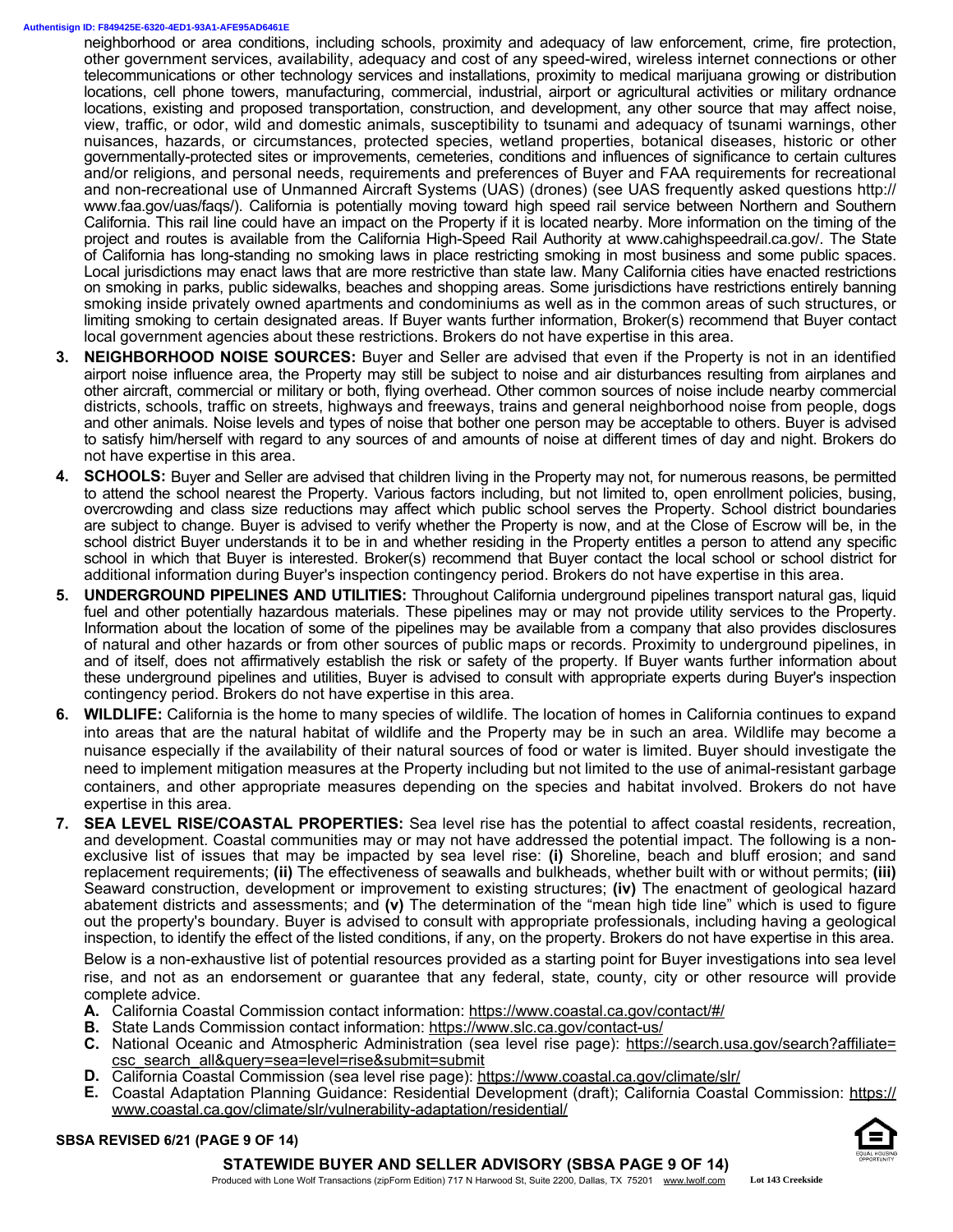neighborhood or area conditions, including schools, proximity and adequacy of law enforcement, crime, fire protection, other government services, availability, adequacy and cost of any speed-wired, wireless internet connections or other telecommunications or other technology services and installations, proximity to medical marijuana growing or distribution locations, cell phone towers, manufacturing, commercial, industrial, airport or agricultural activities or military ordnance locations, existing and proposed transportation, construction, and development, any other source that may affect noise, view, traffic, or odor, wild and domestic animals, susceptibility to tsunami and adequacy of tsunami warnings, other nuisances, hazards, or circumstances, protected species, wetland properties, botanical diseases, historic or other governmentally-protected sites or improvements, cemeteries, conditions and influences of significance to certain cultures and/or religions, and personal needs, requirements and preferences of Buyer and FAA requirements for recreational and non-recreational use of Unmanned Aircraft Systems (UAS) (drones) (see UAS frequently asked questions http://www.faa.gov/uas/faqs/). California is potentially moving toward high speed rail service between Northern and Southern California. This rail line could have an impact on the Property if it is located nearby. More information on the timing of the project and routes is available from the California High-Speed Rail Authority at www.cahighspeedrail.ca.gov/. The State of California has long-standing no smoking laws in place restricting smoking in most business and some public spaces. Local jurisdictions may enact laws that are more restrictive than state law. Many California cities have enacted restrictions on smoking in parks, public sidewalks, beaches and shopping areas. Some jurisdictions have restrictions entirely banning smoking inside privately owned apartments and condominiums as well as in the common areas of such structures, or limiting smoking to certain designated areas. If Buyer wants further information, Broker(s) recommend that Buyer contact local government agencies about these restrictions. Brokers do not have expertise in this area.

3. **NEIGHBORHOOD NOISE SOURCES:** Buyer and Seller are advised that even if the Property is not in an identified airport noise influence area, the Property may still be subject to noise and air disturbances resulting from airplanes and other aircraft, commercial or military or both, flying overhead. Other common sources of noise include nearby commercial districts, schools, traffic on streets, highways and freeways, trains and general neighborhood noise from people, dogs and other animals. Noise levels and types of noise that bother one person may be acceptable to others. Buyer is advised to satisfy him/herself with regard to any sources of and amounts of noise at different times of day and night. Brokers do not have expertise in this area.

4. **SCHOOLS:** Buyer and Seller are advised that children living in the Property may not, for numerous reasons, be permitted to attend the school nearest the Property. Various factors including, but not limited to, open enrollment policies, busing, overcrowding and class size reductions may affect which public school serves the Property. School district boundaries are subject to change. Buyer is advised to verify whether the Property is now, and at the Close of Escrow will be, in the school district Buyer understands it to be in and whether residing in the Property entitles a person to attend any specific school in which that Buyer is interested. Broker(s) recommend that Buyer contact the local school or school district for additional information during Buyer's inspection contingency period. Brokers do not have expertise in this area.

5. **UNDERGROUND PIPELINES AND UTILITIES:** Throughout California underground pipelines transport natural gas, liquid fuel and other potentially hazardous materials. These pipelines may or may not provide utility services to the Property. Information about the location of some of the pipelines may be available from a company that also provides disclosures of natural and other hazards or from other sources of public maps or records. Proximity to underground pipelines, in and of itself, does not affirmatively establish the risk or safety of the property. If Buyer wants further information about these underground pipelines and utilities, Buyer is advised to consult with appropriate experts during Buyer's inspection contingency period. Brokers do not have expertise in this area.

6. **WILDLIFE:** California is the home to many species of wildlife. The location of homes in California continues to expand into areas that are the natural habitat of wildlife and the Property may be in such an area. Wildlife may become a nuisance especially if the availability of their natural sources of food or water is limited. Buyer should investigate the need to implement mitigation measures at the Property including but not limited to the use of animal-resistant garbage containers, and other appropriate measures depending on the species and habitat involved. Brokers do not have expertise in this area.

7. **SEA LEVEL RISE/COASTAL PROPERTIES:** Sea level rise has the potential to affect coastal residents, recreation, and development. Coastal communities may or may not have addressed the potential impact. The following is a non-exclusive list of issues that may be impacted by sea level rise: **(i)** Shoreline, beach and bluff erosion; and sand replacement requirements; **(ii)** The effectiveness of seawalls and bulkheads, whether built with or without permits; **(iii)** Seaward construction, development or improvement to existing structures; **(iv)** The enactment of geological hazard abatement districts and assessments; and **(v)** The determination of the "mean high tide line" which is used to figure out the property's boundary. Buyer is advised to consult with appropriate professionals, including having a geological inspection, to identify the effect of the listed conditions, if any, on the property. Brokers do not have expertise in this area.

   Below is a non-exhaustive list of potential resources provided as a starting point for Buyer investigations into sea level rise, and not as an endorsement or guarantee that any federal, state, county, city or other resource will provide complete advice.

   **A.** California Coastal Commission contact information: https://www.coastal.ca.gov/contact/#/
   **B.** State Lands Commission contact information: https://www.slc.ca.gov/contact-us/
   **C.** National Oceanic and Atmospheric Administration (sea level rise page): https://search.usa.gov/search?affiliate=csc_search_all&query=sea=level=rise&submit=submit
   **D.** California Coastal Commission (sea level rise page): https://www.coastal.ca.gov/climate/slr/
   **E.** Coastal Adaptation Planning Guidance: Residential Development (draft); California Coastal Commission: https://www.coastal.ca.gov/climate/slr/vulnerability-adaptation/residential/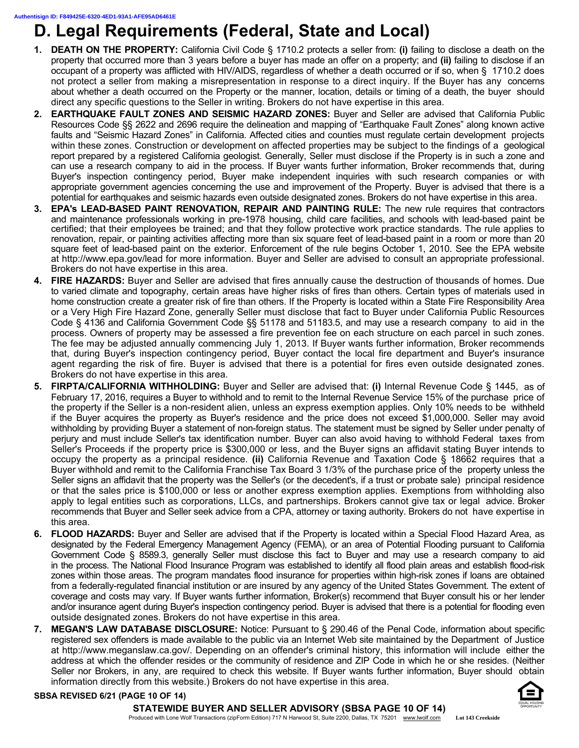# D. Legal Requirements (Federal, State and Local)

1. **DEATH ON THE PROPERTY:** California Civil Code § 1710.2 protects a seller from: **(i)** failing to disclose a death on the property that occurred more than 3 years before a buyer has made an offer on a property; and **(ii)** failing to disclose if an occupant of a property was afflicted with HIV/AIDS, regardless of whether a death occurred or if so, when § 1710.2 does not protect a seller from making a misrepresentation in response to a direct inquiry. If the Buyer has any concerns about whether a death occurred on the Property or the manner, location, details or timing of a death, the buyer should direct any specific questions to the Seller in writing. Brokers do not have expertise in this area.
2. **EARTHQUAKE FAULT ZONES AND SEISMIC HAZARD ZONES:** Buyer and Seller are advised that California Public Resources Code §§ 2622 and 2696 require the delineation and mapping of "Earthquake Fault Zones" along known active faults and "Seismic Hazard Zones" in California. Affected cities and counties must regulate certain development projects within these zones. Construction or development on affected properties may be subject to the findings of a geological report prepared by a registered California geologist. Generally, Seller must disclose if the Property is in such a zone and can use a research company to aid in the process. If Buyer wants further information, Broker recommends that, during Buyer's inspection contingency period, Buyer make independent inquiries with such research companies or with appropriate government agencies concerning the use and improvement of the Property. Buyer is advised that there is a potential for earthquakes and seismic hazards even outside designated zones. Brokers do not have expertise in this area.
3. **EPA's LEAD-BASED PAINT RENOVATION, REPAIR AND PAINTING RULE:** The new rule requires that contractors and maintenance professionals working in pre-1978 housing, child care facilities, and schools with lead-based paint be certified; that their employees be trained; and that they follow protective work practice standards. The rule applies to renovation, repair, or painting activities affecting more than six square feet of lead-based paint in a room or more than 20 square feet of lead-based paint on the exterior. Enforcement of the rule begins October 1, 2010. See the EPA website at http://www.epa.gov/lead for more information. Buyer and Seller are advised to consult an appropriate professional. Brokers do not have expertise in this area.
4. **FIRE HAZARDS:** Buyer and Seller are advised that fires annually cause the destruction of thousands of homes. Due to varied climate and topography, certain areas have higher risks of fires than others. Certain types of materials used in home construction create a greater risk of fire than others. If the Property is located within a State Fire Responsibility Area or a Very High Fire Hazard Zone, generally Seller must disclose that fact to Buyer under California Public Resources Code § 4136 and California Government Code §§ 51178 and 51183.5, and may use a research company to aid in the process. Owners of property may be assessed a fire prevention fee on each structure on each parcel in such zones. The fee may be adjusted annually commencing July 1, 2013. If Buyer wants further information, Broker recommends that, during Buyer's inspection contingency period, Buyer contact the local fire department and Buyer's insurance agent regarding the risk of fire. Buyer is advised that there is a potential for fires even outside designated zones. Brokers do not have expertise in this area.
5. **FIRPTA/CALIFORNIA WITHHOLDING:** Buyer and Seller are advised that: **(i)** Internal Revenue Code § 1445, as of February 17, 2016, requires a Buyer to withhold and to remit to the Internal Revenue Service 15% of the purchase price of the property if the Seller is a non-resident alien, unless an express exemption applies. Only 10% needs to be withheld if the Buyer acquires the property as Buyer's residence and the price does not exceed $1,000,000. Seller may avoid withholding by providing Buyer a statement of non-foreign status. The statement must be signed by Seller under penalty of perjury and must include Seller's tax identification number. Buyer can also avoid having to withhold Federal taxes from Seller's Proceeds if the property price is $300,000 or less, and the Buyer signs an affidavit stating Buyer intends to occupy the property as a principal residence. **(ii)** California Revenue and Taxation Code § 18662 requires that a Buyer withhold and remit to the California Franchise Tax Board 3 1/3% of the purchase price of the property unless the Seller signs an affidavit that the property was the Seller's (or the decedent's, if a trust or probate sale) principal residence or that the sales price is $100,000 or less or another express exemption applies. Exemptions from withholding also apply to legal entities such as corporations, LLCs, and partnerships. Brokers cannot give tax or legal advice. Broker recommends that Buyer and Seller seek advice from a CPA, attorney or taxing authority. Brokers do not have expertise in this area.
6. **FLOOD HAZARDS:** Buyer and Seller are advised that if the Property is located within a Special Flood Hazard Area, as designated by the Federal Emergency Management Agency (FEMA), or an area of Potential Flooding pursuant to California Government Code § 8589.3, generally Seller must disclose this fact to Buyer and may use a research company to aid in the process. The National Flood Insurance Program was established to identify all flood plain areas and establish flood-risk zones within those areas. The program mandates flood insurance for properties within high-risk zones if loans are obtained from a federally-regulated financial institution or are insured by any agency of the United States Government. The extent of coverage and costs may vary. If Buyer wants further information, Broker(s) recommend that Buyer consult his or her lender and/or insurance agent during Buyer's inspection contingency period. Buyer is advised that there is a potential for flooding even outside designated zones. Brokers do not have expertise in this area.
7. **MEGAN'S LAW DATABASE DISCLOSURE:** Notice: Pursuant to § 290.46 of the Penal Code, information about specific registered sex offenders is made available to the public via an Internet Web site maintained by the Department of Justice at http://www.meganslaw.ca.gov/. Depending on an offender's criminal history, this information will include either the address at which the offender resides or the community of residence and ZIP Code in which he or she resides. (Neither Seller nor Brokers, in any, are required to check this website. If Buyer wants further information, Buyer should obtain information directly from this website.) Brokers do not have expertise in this area.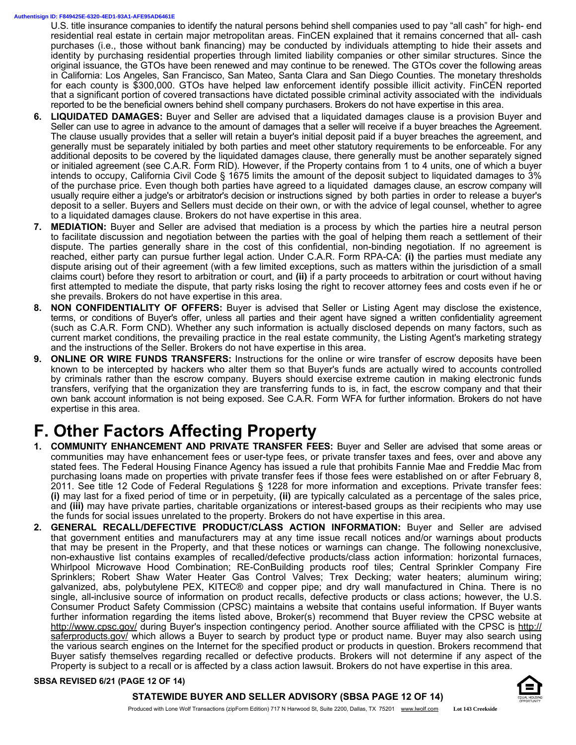U.S. title insurance companies to identify the natural persons behind shell companies used to pay "all cash" for high- end residential real estate in certain major metropolitan areas. FinCEN explained that it remains concerned that all- cash purchases (i.e., those without bank financing) may be conducted by individuals attempting to hide their assets and identity by purchasing residential properties through limited liability companies or other similar structures. Since the original issuance, the GTOs have been renewed and may continue to be renewed. The GTOs cover the following areas in California: Los Angeles, San Francisco, San Mateo, Santa Clara and San Diego Counties. The monetary thresholds for each county is $300,000. GTOs have helped law enforcement identify possible illicit activity. FinCEN reported that a significant portion of covered transactions have dictated possible criminal activity associated with the individuals reported to be the beneficial owners behind shell company purchasers. Brokers do not have expertise in this area.

6. **LIQUIDATED DAMAGES:** Buyer and Seller are advised that a liquidated damages clause is a provision Buyer and Seller can use to agree in advance to the amount of damages that a seller will receive if a buyer breaches the Agreement. The clause usually provides that a seller will retain a buyer's initial deposit paid if a buyer breaches the agreement, and generally must be separately initialed by both parties and meet other statutory requirements to be enforceable. For any additional deposits to be covered by the liquidated damages clause, there generally must be another separately signed or initialed agreement (see C.A.R. Form RID). However, if the Property contains from 1 to 4 units, one of which a buyer intends to occupy, California Civil Code § 1675 limits the amount of the deposit subject to liquidated damages to 3% of the purchase price. Even though both parties have agreed to a liquidated damages clause, an escrow company will usually require either a judge's or arbitrator's decision or instructions signed by both parties in order to release a buyer's deposit to a seller. Buyers and Sellers must decide on their own, or with the advice of legal counsel, whether to agree to a liquidated damages clause. Brokers do not have expertise in this area.

7. **MEDIATION:** Buyer and Seller are advised that mediation is a process by which the parties hire a neutral person to facilitate discussion and negotiation between the parties with the goal of helping them reach a settlement of their dispute. The parties generally share in the cost of this confidential, non-binding negotiation. If no agreement is reached, either party can pursue further legal action. Under C.A.R. Form RPA-CA: **(i)** the parties must mediate any dispute arising out of their agreement (with a few limited exceptions, such as matters within the jurisdiction of a small claims court) before they resort to arbitration or court, and **(ii)** if a party proceeds to arbitration or court without having first attempted to mediate the dispute, that party risks losing the right to recover attorney fees and costs even if he or she prevails. Brokers do not have expertise in this area.

8. **NON CONFIDENTIALITY OF OFFERS:** Buyer is advised that Seller or Listing Agent may disclose the existence, terms, or conditions of Buyer's offer, unless all parties and their agent have signed a written confidentiality agreement (such as C.A.R. Form CND). Whether any such information is actually disclosed depends on many factors, such as current market conditions, the prevailing practice in the real estate community, the Listing Agent's marketing strategy and the instructions of the Seller. Brokers do not have expertise in this area.

9. **ONLINE OR WIRE FUNDS TRANSFERS:** Instructions for the online or wire transfer of escrow deposits have been known to be intercepted by hackers who alter them so that Buyer's funds are actually wired to accounts controlled by criminals rather than the escrow company. Buyers should exercise extreme caution in making electronic funds transfers, verifying that the organization they are transferring funds to is, in fact, the escrow company and that their own bank account information is not being exposed. See C.A.R. Form WFA for further information. Brokers do not have expertise in this area.

# F. Other Factors Affecting Property

1. **COMMUNITY ENHANCEMENT AND PRIVATE TRANSFER FEES:** Buyer and Seller are advised that some areas or communities may have enhancement fees or user-type fees, or private transfer taxes and fees, over and above any stated fees. The Federal Housing Finance Agency has issued a rule that prohibits Fannie Mae and Freddie Mac from purchasing loans made on properties with private transfer fees if those fees were established on or after February 8, 2011. See title 12 Code of Federal Regulations § 1228 for more information and exceptions. Private transfer fees: **(i)** may last for a fixed period of time or in perpetuity, **(ii)** are typically calculated as a percentage of the sales price, and **(iii)** may have private parties, charitable organizations or interest-based groups as their recipients who may use the funds for social issues unrelated to the property. Brokers do not have expertise in this area.

2. **GENERAL RECALL/DEFECTIVE PRODUCT/CLASS ACTION INFORMATION:** Buyer and Seller are advised that government entities and manufacturers may at any time issue recall notices and/or warnings about products that may be present in the Property, and that these notices or warnings can change. The following nonexclusive, non-exhaustive list contains examples of recalled/defective products/class action information: horizontal furnaces, Whirlpool Microwave Hood Combination; RE-ConBuilding products roof tiles; Central Sprinkler Company Fire Sprinklers; Robert Shaw Water Heater Gas Control Valves; Trex Decking; water heaters; aluminum wiring; galvanized, abs, polybutylene PEX, KITEC® and copper pipe; and dry wall manufactured in China. There is no single, all-inclusive source of information on product recalls, defective products or class actions; however, the U.S. Consumer Product Safety Commission (CPSC) maintains a website that contains useful information. If Buyer wants further information regarding the items listed above, Broker(s) recommend that Buyer review the CPSC website at http://www.cpsc.gov/ during Buyer's inspection contingency period. Another source affiliated with the CPSC is http://saferproducts.gov/ which allows a Buyer to search by product type or product name. Buyer may also search using the various search engines on the Internet for the specified product or products in question. Brokers recommend that Buyer satisfy themselves regarding recalled or defective products. Brokers will not determine if any aspect of the Property is subject to a recall or is affected by a class action lawsuit. Brokers do not have expertise in this area.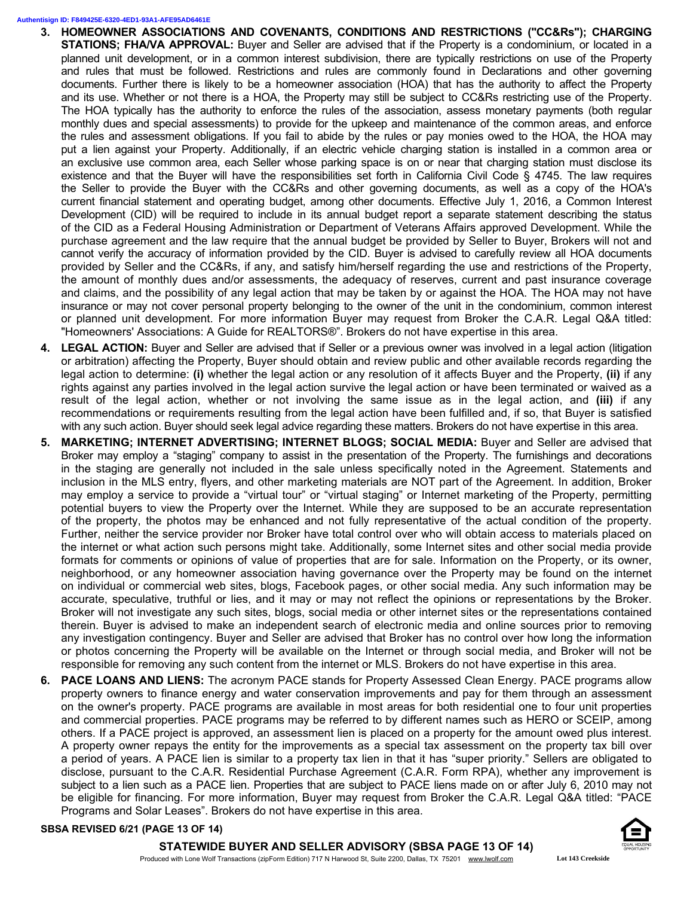3. **HOMEOWNER ASSOCIATIONS AND COVENANTS, CONDITIONS AND RESTRICTIONS ("CC&Rs"); CHARGING STATIONS; FHA/VA APPROVAL:** Buyer and Seller are advised that if the Property is a condominium, or located in a planned unit development, or in a common interest subdivision, there are typically restrictions on use of the Property and rules that must be followed. Restrictions and rules are commonly found in Declarations and other governing documents. Further there is likely to be a homeowner association (HOA) that has the authority to affect the Property and its use. Whether or not there is a HOA, the Property may still be subject to CC&Rs restricting use of the Property. The HOA typically has the authority to enforce the rules of the association, assess monetary payments (both regular monthly dues and special assessments) to provide for the upkeep and maintenance of the common areas, and enforce the rules and assessment obligations. If you fail to abide by the rules or pay monies owed to the HOA, the HOA may put a lien against your Property. Additionally, if an electric vehicle charging station is installed in a common area or an exclusive use common area, each Seller whose parking space is on or near that charging station must disclose its existence and that the Buyer will have the responsibilities set forth in California Civil Code § 4745. The law requires the Seller to provide the Buyer with the CC&Rs and other governing documents, as well as a copy of the HOA's current financial statement and operating budget, among other documents. Effective July 1, 2016, a Common Interest Development (CID) will be required to include in its annual budget report a separate statement describing the status of the CID as a Federal Housing Administration or Department of Veterans Affairs approved Development. While the purchase agreement and the law require that the annual budget be provided by Seller to Buyer, Brokers will not and cannot verify the accuracy of information provided by the CID. Buyer is advised to carefully review all HOA documents provided by Seller and the CC&Rs, if any, and satisfy him/herself regarding the use and restrictions of the Property, the amount of monthly dues and/or assessments, the adequacy of reserves, current and past insurance coverage and claims, and the possibility of any legal action that may be taken by or against the HOA. The HOA may not have insurance or may not cover personal property belonging to the owner of the unit in the condominium, common interest or planned unit development. For more information Buyer may request from Broker the C.A.R. Legal Q&A titled: "Homeowners' Associations: A Guide for REALTORS®". Brokers do not have expertise in this area.

4. **LEGAL ACTION:** Buyer and Seller are advised that if Seller or a previous owner was involved in a legal action (litigation or arbitration) affecting the Property, Buyer should obtain and review public and other available records regarding the legal action to determine: **(i)** whether the legal action or any resolution of it affects Buyer and the Property, **(ii)** if any rights against any parties involved in the legal action survive the legal action or have been terminated or waived as a result of the legal action, whether or not involving the same issue as in the legal action, and **(iii)** if any recommendations or requirements resulting from the legal action have been fulfilled and, if so, that Buyer is satisfied with any such action. Buyer should seek legal advice regarding these matters. Brokers do not have expertise in this area.

5. **MARKETING; INTERNET ADVERTISING; INTERNET BLOGS; SOCIAL MEDIA:** Buyer and Seller are advised that Broker may employ a "staging" company to assist in the presentation of the Property. The furnishings and decorations in the staging are generally not included in the sale unless specifically noted in the Agreement. Statements and inclusion in the MLS entry, flyers, and other marketing materials are NOT part of the Agreement. In addition, Broker may employ a service to provide a "virtual tour" or "virtual staging" or Internet marketing of the Property, permitting potential buyers to view the Property over the Internet. While they are supposed to be an accurate representation of the property, the photos may be enhanced and not fully representative of the actual condition of the property. Further, neither the service provider nor Broker have total control over who will obtain access to materials placed on the internet or what action such persons might take. Additionally, some Internet sites and other social media provide formats for comments or opinions of value of properties that are for sale. Information on the Property, or its owner, neighborhood, or any homeowner association having governance over the Property may be found on the internet on individual or commercial web sites, blogs, Facebook pages, or other social media. Any such information may be accurate, speculative, truthful or lies, and it may or may not reflect the opinions or representations by the Broker. Broker will not investigate any such sites, blogs, social media or other internet sites or the representations contained therein. Buyer is advised to make an independent search of electronic media and online sources prior to removing any investigation contingency. Buyer and Seller are advised that Broker has no control over how long the information or photos concerning the Property will be available on the Internet or through social media, and Broker will not be responsible for removing any such content from the internet or MLS. Brokers do not have expertise in this area.

6. **PACE LOANS AND LIENS:** The acronym PACE stands for Property Assessed Clean Energy. PACE programs allow property owners to finance energy and water conservation improvements and pay for them through an assessment on the owner's property. PACE programs are available in most areas for both residential one to four unit properties and commercial properties. PACE programs may be referred to by different names such as HERO or SCEIP, among others. If a PACE project is approved, an assessment lien is placed on a property for the amount owed plus interest. A property owner repays the entity for the improvements as a special tax assessment on the property tax bill over a period of years. A PACE lien is similar to a property tax lien in that it has "super priority." Sellers are obligated to disclose, pursuant to the C.A.R. Residential Purchase Agreement (C.A.R. Form RPA), whether any improvement is subject to a lien such as a PACE lien. Properties that are subject to PACE liens made on or after July 6, 2010 may not be eligible for financing. For more information, Buyer may request from Broker the C.A.R. Legal Q&A titled: "PACE Programs and Solar Leases". Brokers do not have expertise in this area.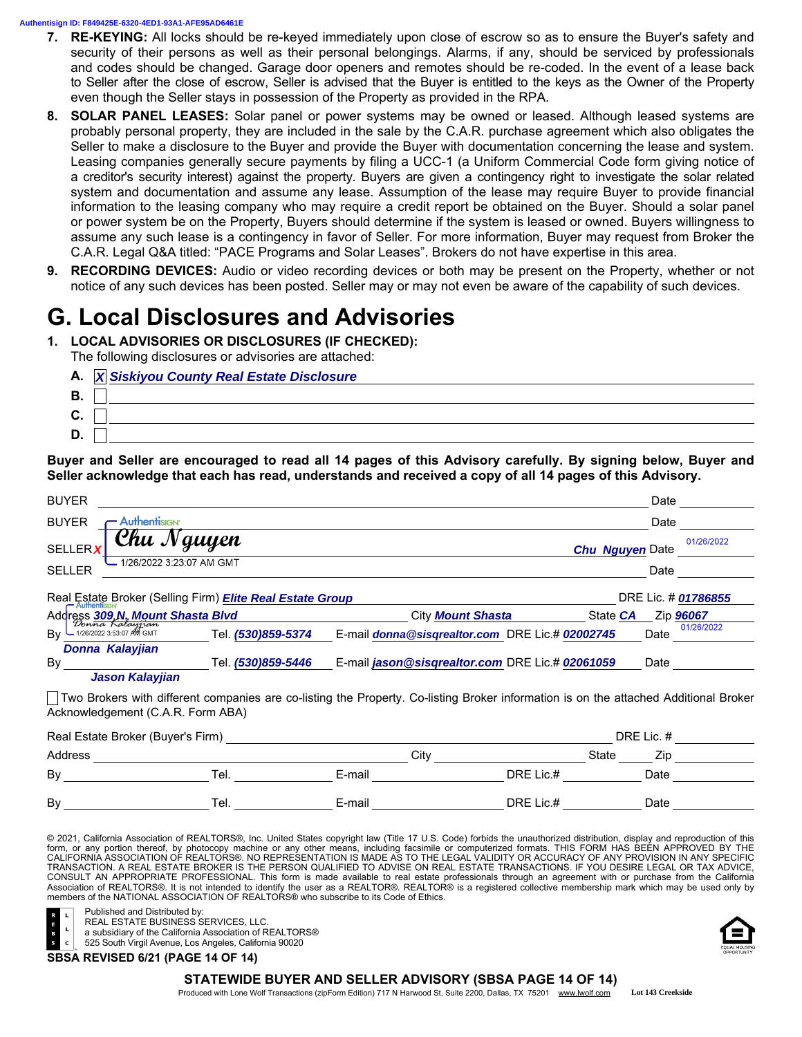Authentisign ID: F849425E-6320-4ED1-93A1-AFE95AD6461E

7. **RE-KEYING:** All locks should be re-keyed immediately upon close of escrow so as to ensure the Buyer's safety and security of their persons as well as their personal belongings. Alarms, if any, should be serviced by professionals and codes should be changed. Garage door openers and remotes should be re-coded. In the event of a lease back to Seller after the close of escrow, Seller is advised that the Buyer is entitled to the keys as the Owner of the Property even though the Seller stays in possession of the Property as provided in the RPA.
8. **SOLAR PANEL LEASES:** Solar panel or power systems may be owned or leased. Although leased systems are probably personal property, they are included in the sale by the C.A.R. purchase agreement which also obligates the Seller to make a disclosure to the Buyer and provide the Buyer with documentation concerning the lease and system. Leasing companies generally secure payments by filing a UCC-1 (a Uniform Commercial Code form giving notice of a creditor's security interest) against the property. Buyers are given a contingency right to investigate the solar related system and documentation and assume any lease. Assumption of the lease may require Buyer to provide financial information to the leasing company who may require a credit report be obtained on the Buyer. Should a solar panel or power system be on the Property, Buyers should determine if the system is leased or owned. Buyers willingness to assume any such lease is a contingency in favor of Seller. For more information, Buyer may request from Broker the C.A.R. Legal Q&A titled: "PACE Programs and Solar Leases". Brokers do not have expertise in this area.
9. **RECORDING DEVICES:** Audio or video recording devices or both may be present on the Property, whether or not notice of any such devices has been posted. Seller may or may not even be aware of the capability of such devices.

# G. Local Disclosures and Advisories

1. **LOCAL ADVISORIES OR DISCLOSURES (IF CHECKED):**
   The following disclosures or advisories are attached:

   **A.** [X] *Siskiyou County Real Estate Disclosure*
   **B.** [ ] ______
   **C.** [ ] ______
   **D.** [ ] ______

**Buyer and Seller are encouraged to read all 14 pages of this Advisory carefully. By signing below, Buyer and Seller acknowledge that each has read, understands and received a copy of all 14 pages of this Advisory.**

BUYER ______________________________ Date ________

BUYER ______________________________ Date ________

SELLER *Chu Nguyen* (Authentisign 1/26/2022 3:23:07 AM GMT) *Chu Nguyen* Date 01/26/2022

SELLER ______________________________ Date ________

Real Estate Broker (Selling Firm) *Elite Real Estate Group* DRE Lic. # *01786855*

Address *309 N. Mount Shasta Blvd* City *Mount Shasta* State *CA* Zip *96067*

By *Donna Kalayjian* (Authentisign 1/26/2022 3:53:07 AM GMT) Tel. *(530)859-5374* E-mail *donna@sisqrealtor.com* DRE Lic.# *02002745* Date 01/26/2022
*Donna Kalayjian*

By ________ Tel. *(530)859-5446* E-mail *jason@sisqrealtor.com* DRE Lic.# *02061059* Date ________
*Jason Kalayjian*

[ ] Two Brokers with different companies are co-listing the Property. Co-listing Broker information is on the attached Additional Broker Acknowledgement (C.A.R. Form ABA)

Real Estate Broker (Buyer's Firm) ______________________________ DRE Lic. # ________

Address ______________________ City ____________ State ____ Zip ________

By ____________ Tel. ____________ E-mail ____________ DRE Lic.# ____________ Date ________

By ____________ Tel. ____________ E-mail ____________ DRE Lic.# ____________ Date ________

© 2021, California Association of REALTORS®, Inc. United States copyright law (Title 17 U.S. Code) forbids the unauthorized distribution, display and reproduction of this form, or any portion thereof, by photocopy machine or any other means, including facsimile or computerized formats. THIS FORM HAS BEEN APPROVED BY THE CALIFORNIA ASSOCIATION OF REALTORS®. NO REPRESENTATION IS MADE AS TO THE LEGAL VALIDITY OR ACCURACY OF ANY PROVISION IN ANY SPECIFIC TRANSACTION. A REAL ESTATE BROKER IS THE PERSON QUALIFIED TO ADVISE ON REAL ESTATE TRANSACTIONS. IF YOU DESIRE LEGAL OR TAX ADVICE, CONSULT AN APPROPRIATE PROFESSIONAL. This form is made available to real estate professionals through an agreement with or purchase from the California Association of REALTORS®. It is not intended to identify the user as a REALTOR®. REALTOR® is a registered collective membership mark which may be used only by members of the NATIONAL ASSOCIATION OF REALTORS® who subscribe to its Code of Ethics.

Published and Distributed by:
REAL ESTATE BUSINESS SERVICES, LLC.
a subsidiary of the California Association of REALTORS®
525 South Virgil Avenue, Los Angeles, California 90020

SBSA REVISED 6/21 (PAGE 14 OF 14)

**STATEWIDE BUYER AND SELLER ADVISORY (SBSA PAGE 14 OF 14)**

Produced with Lone Wolf Transactions (zipForm Edition) 717 N Harwood St, Suite 2200, Dallas, TX 75201 www.lwolf.com Lot 143 Creekside